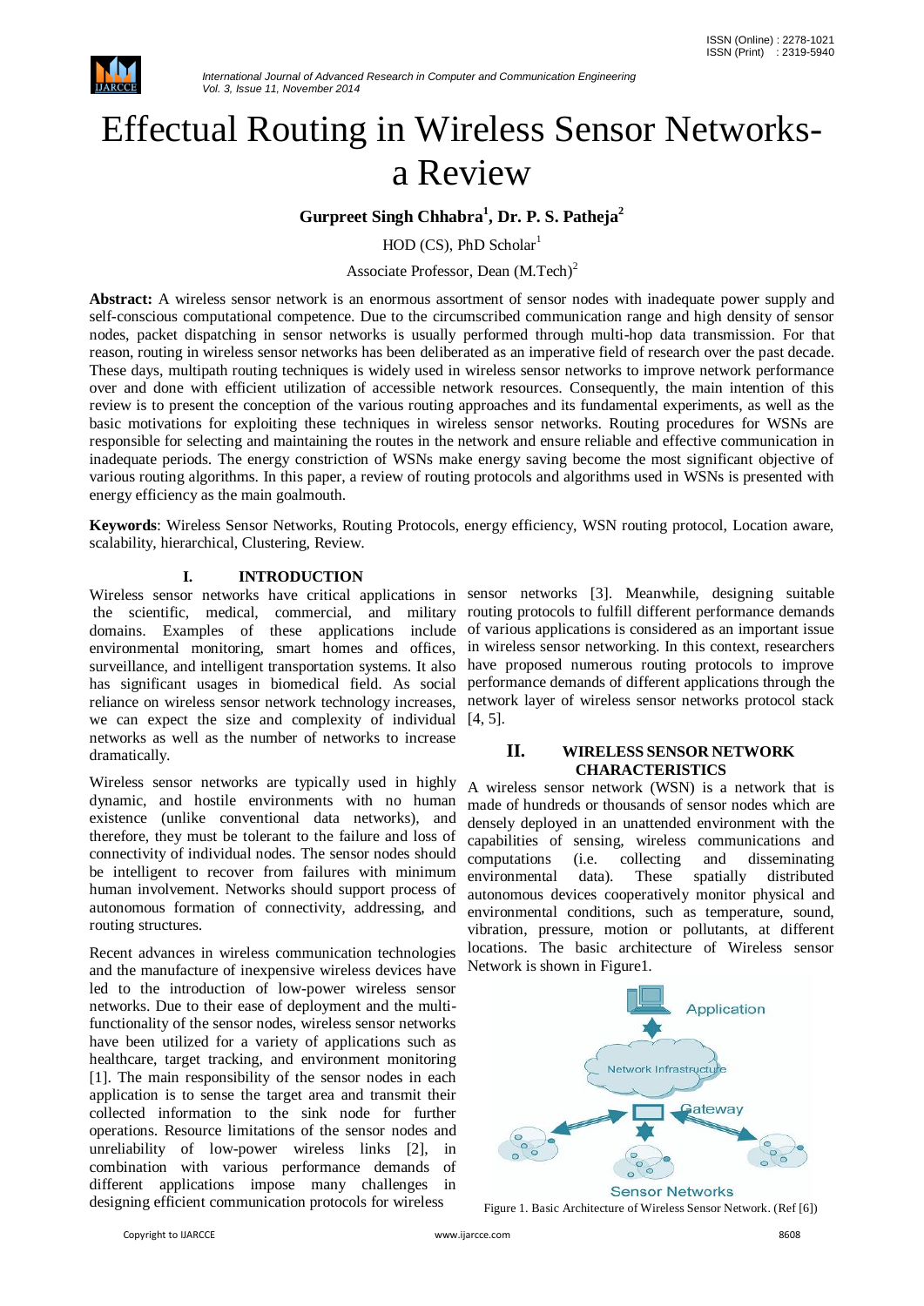# Effectual Routing in Wireless Sensor Networks-a Review

**Gurpreet Singh Chhabra[1], Dr. P. S. Patheja[2]**

HOD (CS), PhD Scholar[1]

Associate Professor, Dean (M.Tech)[2]

**Abstract:** A wireless sensor network is an enormous assortment of sensor nodes with inadequate power supply and self-conscious computational competence. Due to the circumscribed communication range and high density of sensor nodes, packet dispatching in sensor networks is usually performed through multi-hop data transmission. For that reason, routing in wireless sensor networks has been deliberated as an imperative field of research over the past decade. These days, multipath routing techniques is widely used in wireless sensor networks to improve network performance over and done with efficient utilization of accessible network resources. Consequently, the main intention of this review is to present the conception of the various routing approaches and its fundamental experiments, as well as the basic motivations for exploiting these techniques in wireless sensor networks. Routing procedures for WSNs are responsible for selecting and maintaining the routes in the network and ensure reliable and effective communication in inadequate periods. The energy constriction of WSNs make energy saving become the most significant objective of various routing algorithms. In this paper, a review of routing protocols and algorithms used in WSNs is presented with energy efficiency as the main goalmouth.

**Keywords**: Wireless Sensor Networks, Routing Protocols, energy efficiency, WSN routing protocol, Location aware, scalability, hierarchical, Clustering, Review.

## I. INTRODUCTION

Wireless sensor networks have critical applications in the scientific, medical, commercial, and military domains. Examples of these applications include environmental monitoring, smart homes and offices, surveillance, and intelligent transportation systems. It also has significant usages in biomedical field. As social reliance on wireless sensor network technology increases, we can expect the size and complexity of individual networks as well as the number of networks to increase dramatically.

Wireless sensor networks are typically used in highly dynamic, and hostile environments with no human existence (unlike conventional data networks), and therefore, they must be tolerant to the failure and loss of connectivity of individual nodes. The sensor nodes should be intelligent to recover from failures with minimum human involvement. Networks should support process of autonomous formation of connectivity, addressing, and routing structures.

Recent advances in wireless communication technologies and the manufacture of inexpensive wireless devices have led to the introduction of low-power wireless sensor networks. Due to their ease of deployment and the multi-functionality of the sensor nodes, wireless sensor networks have been utilized for a variety of applications such as healthcare, target tracking, and environment monitoring [1]. The main responsibility of the sensor nodes in each application is to sense the target area and transmit their collected information to the sink node for further operations. Resource limitations of the sensor nodes and unreliability of low-power wireless links [2], in combination with various performance demands of different applications impose many challenges in designing efficient communication protocols for wireless sensor networks [3]. Meanwhile, designing suitable routing protocols to fulfill different performance demands of various applications is considered as an important issue in wireless sensor networking. In this context, researchers have proposed numerous routing protocols to improve performance demands of different applications through the network layer of wireless sensor networks protocol stack [4, 5].

## II. WIRELESS SENSOR NETWORK CHARACTERISTICS

A wireless sensor network (WSN) is a network that is made of hundreds or thousands of sensor nodes which are densely deployed in an unattended environment with the capabilities of sensing, wireless communications and computations (i.e. collecting and disseminating environmental data). These spatially distributed autonomous devices cooperatively monitor physical and environmental conditions, such as temperature, sound, vibration, pressure, motion or pollutants, at different locations. The basic architecture of Wireless sensor Network is shown in Figure1.

Figure 1. Basic Architecture of Wireless Sensor Network. (Ref [6])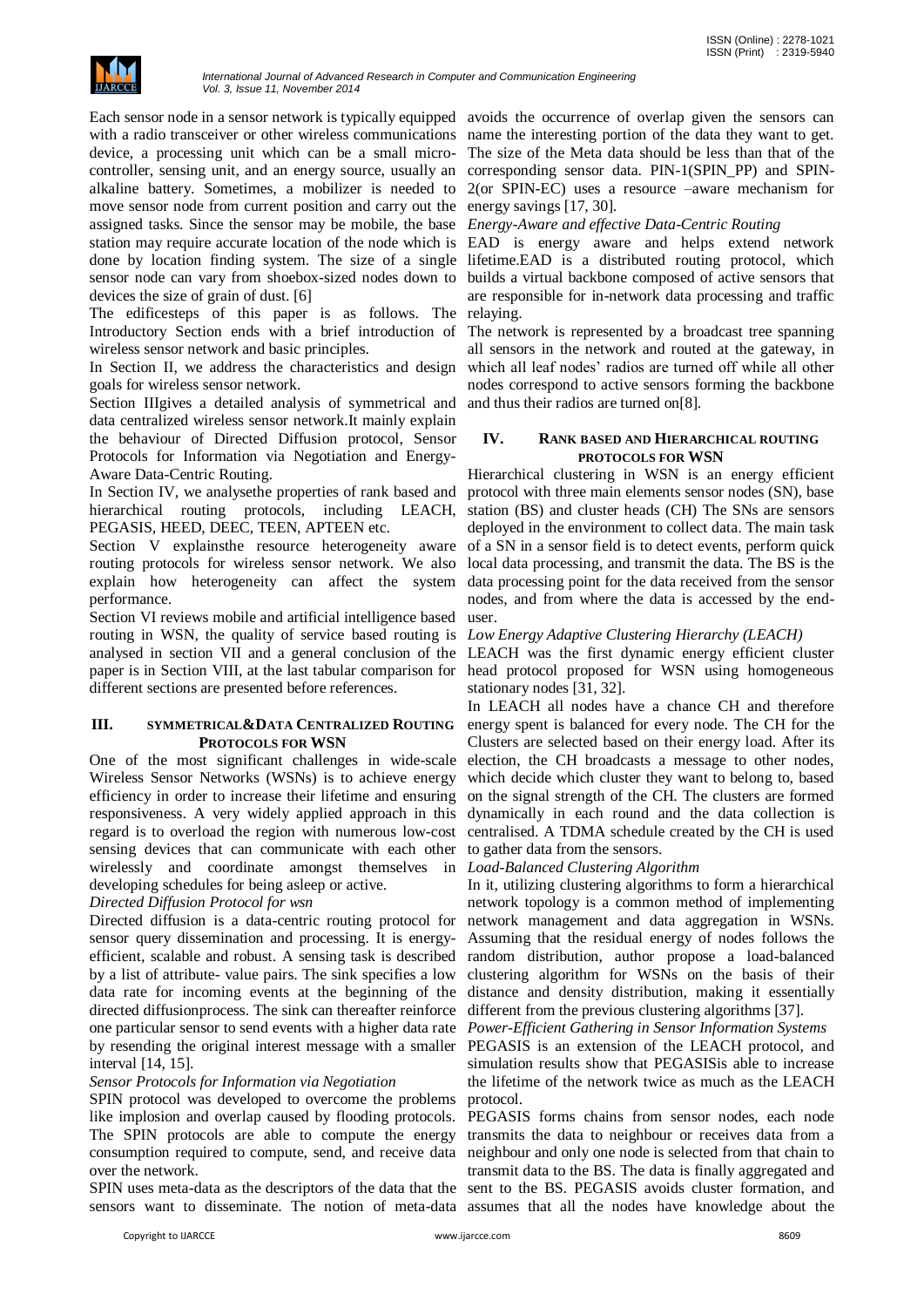Each sensor node in a sensor network is typically equipped with a radio transceiver or other wireless communications device, a processing unit which can be a small micro-controller, sensing unit, and an energy source, usually an alkaline battery. Sometimes, a mobilizer is needed to move sensor node from current position and carry out the assigned tasks. Since the sensor may be mobile, the base station may require accurate location of the node which is done by location finding system. The size of a single sensor node can vary from shoebox-sized nodes down to devices the size of grain of dust. [6]

The edificesteps of this paper is as follows. The Introductory Section ends with a brief introduction of wireless sensor network and basic principles.

In Section II, we address the characteristics and design goals for wireless sensor network.

Section IIIgives a detailed analysis of symmetrical and data centralized wireless sensor network.It mainly explain the behaviour of Directed Diffusion protocol, Sensor Protocols for Information via Negotiation and Energy-Aware Data-Centric Routing.

In Section IV, we analysethe properties of rank based and hierarchical routing protocols, including LEACH, PEGASIS, HEED, DEEC, TEEN, APTEEN etc.

Section V explainsthe resource heterogeneity aware routing protocols for wireless sensor network. We also explain how heterogeneity can affect the system performance.

Section VI reviews mobile and artificial intelligence based routing in WSN, the quality of service based routing is analysed in section VII and a general conclusion of the paper is in Section VIII, at the last tabular comparison for different sections are presented before references.

## III. SYMMETRICAL&DATA CENTRALIZED ROUTING PROTOCOLS FOR WSN

One of the most significant challenges in wide-scale Wireless Sensor Networks (WSNs) is to achieve energy efficiency in order to increase their lifetime and ensuring responsiveness. A very widely applied approach in this regard is to overload the region with numerous low-cost sensing devices that can communicate with each other wirelessly and coordinate amongst themselves in developing schedules for being asleep or active.

*Directed Diffusion Protocol for wsn*

Directed diffusion is a data-centric routing protocol for sensor query dissemination and processing. It is energy-efficient, scalable and robust. A sensing task is described by a list of attribute- value pairs. The sink specifies a low data rate for incoming events at the beginning of the directed diffusionprocess. The sink can thereafter reinforce one particular sensor to send events with a higher data rate by resending the original interest message with a smaller interval [14, 15].

*Sensor Protocols for Information via Negotiation*

SPIN protocol was developed to overcome the problems like implosion and overlap caused by flooding protocols. The SPIN protocols are able to compute the energy consumption required to compute, send, and receive data over the network.

SPIN uses meta-data as the descriptors of the data that the sensors want to disseminate. The notion of meta-data avoids the occurrence of overlap given the sensors can name the interesting portion of the data they want to get. The size of the Meta data should be less than that of the corresponding sensor data. PIN-1(SPIN_PP) and SPIN-2(or SPIN-EC) uses a resource –aware mechanism for energy savings [17, 30].

*Energy-Aware and effective Data-Centric Routing*

EAD is energy aware and helps extend network lifetime.EAD is a distributed routing protocol, which builds a virtual backbone composed of active sensors that are responsible for in-network data processing and traffic relaying.

The network is represented by a broadcast tree spanning all sensors in the network and routed at the gateway, in which all leaf nodes' radios are turned off while all other nodes correspond to active sensors forming the backbone and thus their radios are turned on[8].

## IV. RANK BASED AND HIERARCHICAL ROUTING PROTOCOLS FOR WSN

Hierarchical clustering in WSN is an energy efficient protocol with three main elements sensor nodes (SN), base station (BS) and cluster heads (CH) The SNs are sensors deployed in the environment to collect data. The main task of a SN in a sensor field is to detect events, perform quick local data processing, and transmit the data. The BS is the data processing point for the data received from the sensor nodes, and from where the data is accessed by the end-user.

*Low Energy Adaptive Clustering Hierarchy (LEACH)*

LEACH was the first dynamic energy efficient cluster head protocol proposed for WSN using homogeneous stationary nodes [31, 32].

In LEACH all nodes have a chance CH and therefore energy spent is balanced for every node. The CH for the Clusters are selected based on their energy load. After its election, the CH broadcasts a message to other nodes, which decide which cluster they want to belong to, based on the signal strength of the CH. The clusters are formed dynamically in each round and the data collection is centralised. A TDMA schedule created by the CH is used to gather data from the sensors.

*Load-Balanced Clustering Algorithm*

In it, utilizing clustering algorithms to form a hierarchical network topology is a common method of implementing network management and data aggregation in WSNs. Assuming that the residual energy of nodes follows the random distribution, author propose a load-balanced clustering algorithm for WSNs on the basis of their distance and density distribution, making it essentially different from the previous clustering algorithms [37].

*Power-Efficient Gathering in Sensor Information Systems*

PEGASIS is an extension of the LEACH protocol, and simulation results show that PEGASISis able to increase the lifetime of the network twice as much as the LEACH protocol.

PEGASIS forms chains from sensor nodes, each node transmits the data to neighbour or receives data from a neighbour and only one node is selected from that chain to transmit data to the BS. The data is finally aggregated and sent to the BS. PEGASIS avoids cluster formation, and assumes that all the nodes have knowledge about the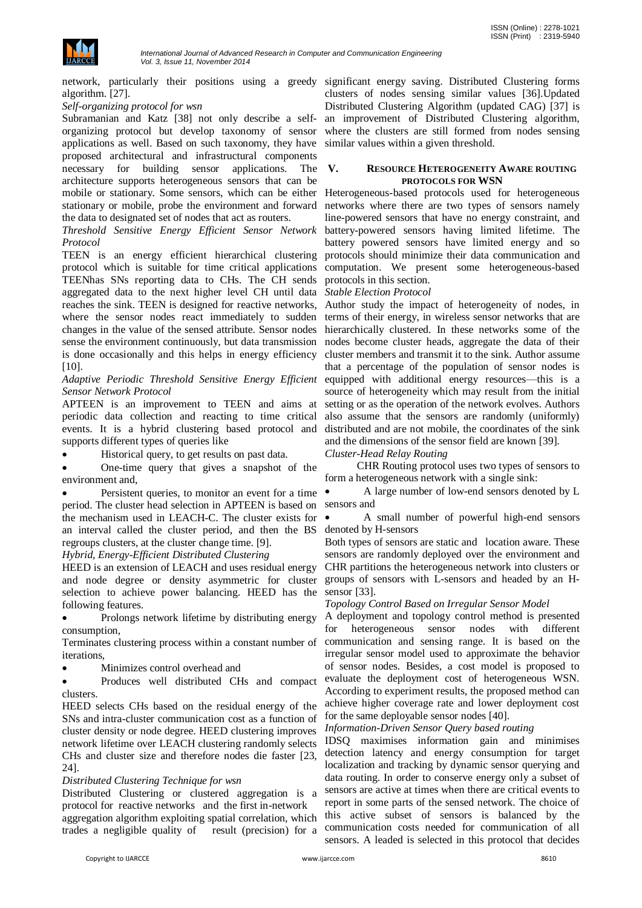network, particularly their positions using a greedy algorithm. [27].

*Self-organizing protocol for wsn*

Subramanian and Katz [38] not only describe a self-organizing protocol but develop taxonomy of sensor applications as well. Based on such taxonomy, they have proposed architectural and infrastructural components necessary for building sensor applications. The architecture supports heterogeneous sensors that can be mobile or stationary. Some sensors, which can be either stationary or mobile, probe the environment and forward the data to designated set of nodes that act as routers.

*Threshold Sensitive Energy Efficient Sensor Network Protocol*

TEEN is an energy efficient hierarchical clustering protocol which is suitable for time critical applications TEENhas SNs reporting data to CHs. The CH sends aggregated data to the next higher level CH until data reaches the sink. TEEN is designed for reactive networks, where the sensor nodes react immediately to sudden changes in the value of the sensed attribute. Sensor nodes sense the environment continuously, but data transmission is done occasionally and this helps in energy efficiency [10].

*Adaptive Periodic Threshold Sensitive Energy Efficient Sensor Network Protocol*

APTEEN is an improvement to TEEN and aims at periodic data collection and reacting to time critical events. It is a hybrid clustering based protocol and supports different types of queries like

- Historical query, to get results on past data.
- One-time query that gives a snapshot of the environment and,
- Persistent queries, to monitor an event for a time period. The cluster head selection in APTEEN is based on the mechanism used in LEACH-C. The cluster exists for an interval called the cluster period, and then the BS regroups clusters, at the cluster change time. [9].

*Hybrid, Energy-Efficient Distributed Clustering*

HEED is an extension of LEACH and uses residual energy and node degree or density asymmetric for cluster selection to achieve power balancing. HEED has the following features.

- Prolongs network lifetime by distributing energy consumption,

Terminates clustering process within a constant number of iterations,

- Minimizes control overhead and
- Produces well distributed CHs and compact clusters.

HEED selects CHs based on the residual energy of the SNs and intra-cluster communication cost as a function of cluster density or node degree. HEED clustering improves network lifetime over LEACH clustering randomly selects CHs and cluster size and therefore nodes die faster [23, 24].

*Distributed Clustering Technique for wsn*

Distributed Clustering or clustered aggregation is a protocol for reactive networks and the first in-network aggregation algorithm exploiting spatial correlation, which trades a negligible quality of result (precision) for a significant energy saving. Distributed Clustering forms clusters of nodes sensing similar values [36].Updated Distributed Clustering Algorithm (updated CAG) [37] is an improvement of Distributed Clustering algorithm, where the clusters are still formed from nodes sensing similar values within a given threshold.

## V. RESOURCE HETEROGENEITY AWARE ROUTING PROTOCOLS FOR WSN

Heterogeneous-based protocols used for heterogeneous networks where there are two types of sensors namely line-powered sensors that have no energy constraint, and battery-powered sensors having limited lifetime. The battery powered sensors have limited energy and so protocols should minimize their data communication and computation. We present some heterogeneous-based protocols in this section.

*Stable Election Protocol*

Author study the impact of heterogeneity of nodes, in terms of their energy, in wireless sensor networks that are hierarchically clustered. In these networks some of the nodes become cluster heads, aggregate the data of their cluster members and transmit it to the sink. Author assume that a percentage of the population of sensor nodes is equipped with additional energy resources—this is a source of heterogeneity which may result from the initial setting or as the operation of the network evolves. Authors also assume that the sensors are randomly (uniformly) distributed and are not mobile, the coordinates of the sink and the dimensions of the sensor field are known [39].

*Cluster-Head Relay Routing*

CHR Routing protocol uses two types of sensors to form a heterogeneous network with a single sink:

- A large number of low-end sensors denoted by L sensors and
- A small number of powerful high-end sensors denoted by H-sensors

Both types of sensors are static and location aware. These sensors are randomly deployed over the environment and CHR partitions the heterogeneous network into clusters or groups of sensors with L-sensors and headed by an H-sensor [33].

*Topology Control Based on Irregular Sensor Model*

A deployment and topology control method is presented for heterogeneous sensor nodes with different communication and sensing range. It is based on the irregular sensor model used to approximate the behavior of sensor nodes. Besides, a cost model is proposed to evaluate the deployment cost of heterogeneous WSN. According to experiment results, the proposed method can achieve higher coverage rate and lower deployment cost for the same deployable sensor nodes [40].

*Information-Driven Sensor Query based routing*

IDSQ maximises information gain and minimises detection latency and energy consumption for target localization and tracking by dynamic sensor querying and data routing. In order to conserve energy only a subset of sensors are active at times when there are critical events to report in some parts of the sensed network. The choice of this active subset of sensors is balanced by the communication costs needed for communication of all sensors. A leaded is selected in this protocol that decides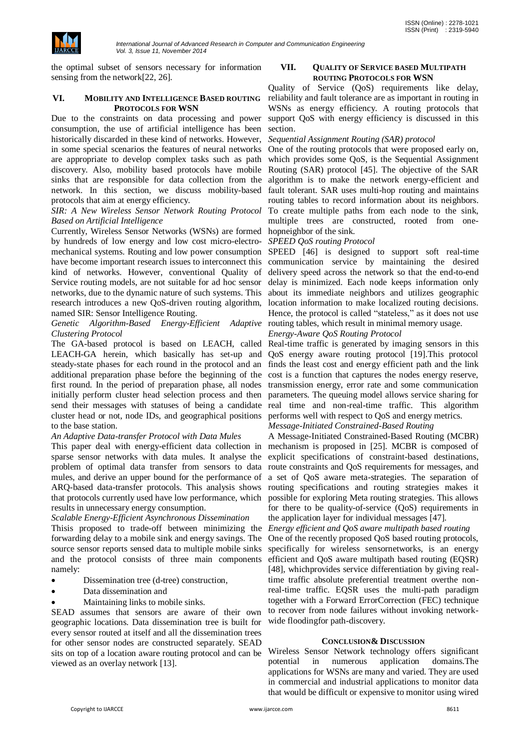the optimal subset of sensors necessary for information sensing from the network[22, 26].

## VI. Mobility and Intelligence Based routing Protocols for WSN

Due to the constraints on data processing and power consumption, the use of artificial intelligence has been historically discarded in these kind of networks. However, in some special scenarios the features of neural networks are appropriate to develop complex tasks such as path discovery. Also, mobility based protocols have mobile sinks that are responsible for data collection from the network. In this section, we discuss mobility-based protocols that aim at energy efficiency.

*SIR: A New Wireless Sensor Network Routing Protocol Based on Artificial Intelligence*

Currently, Wireless Sensor Networks (WSNs) are formed by hundreds of low energy and low cost micro-electro-mechanical systems. Routing and low power consumption have become important research issues to interconnect this kind of networks. However, conventional Quality of Service routing models, are not suitable for ad hoc sensor networks, due to the dynamic nature of such systems. This research introduces a new QoS-driven routing algorithm, named SIR: Sensor Intelligence Routing.

*Genetic Algorithm-Based Energy-Efficient Adaptive Clustering Protocol*

The GA-based protocol is based on LEACH, called LEACH-GA herein, which basically has set-up and steady-state phases for each round in the protocol and an additional preparation phase before the beginning of the first round. In the period of preparation phase, all nodes initially perform cluster head selection process and then send their messages with statuses of being a candidate cluster head or not, node IDs, and geographical positions to the base station.

*An Adaptive Data-transfer Protocol with Data Mules*

This paper deal with energy-efficient data collection in sparse sensor networks with data mules. It analyse the problem of optimal data transfer from sensors to data mules, and derive an upper bound for the performance of ARQ-based data-transfer protocols. This analysis shows that protocols currently used have low performance, which results in unnecessary energy consumption.

*Scalable Energy-Efficient Asynchronous Dissemination*

Thisis proposed to trade-off between minimizing the forwarding delay to a mobile sink and energy savings. The source sensor reports sensed data to multiple mobile sinks and the protocol consists of three main components namely:

- Dissemination tree (d-tree) construction,
- Data dissemination and
- Maintaining links to mobile sinks.

SEAD assumes that sensors are aware of their own geographic locations. Data dissemination tree is built for every sensor routed at itself and all the dissemination trees for other sensor nodes are constructed separately. SEAD sits on top of a location aware routing protocol and can be viewed as an overlay network [13].

## VII. Quality of Service based Multipath routing Protocols for WSN

Quality of Service (QoS) requirements like delay, reliability and fault tolerance are as important in routing in WSNs as energy efficiency. A routing protocols that support QoS with energy efficiency is discussed in this section.

*Sequential Assignment Routing (SAR) protocol*

One of the routing protocols that were proposed early on, which provides some QoS, is the Sequential Assignment Routing (SAR) protocol [45]. The objective of the SAR algorithm is to make the network energy-efficient and fault tolerant. SAR uses multi-hop routing and maintains routing tables to record information about its neighbors. To create multiple paths from each node to the sink, multiple trees are constructed, rooted from one-hopneighbor of the sink.

*SPEED QoS routing Protocol*

SPEED [46] is designed to support soft real-time communication service by maintaining the desired delivery speed across the network so that the end-to-end delay is minimized. Each node keeps information only about its immediate neighbors and utilizes geographic location information to make localized routing decisions. Hence, the protocol is called "stateless," as it does not use routing tables, which result in minimal memory usage.

*Energy-Aware QoS Routing Protocol*

Real-time traffic is generated by imaging sensors in this QoS energy aware routing protocol [19].This protocol finds the least cost and energy efficient path and the link cost is a function that captures the nodes energy reserve, transmission energy, error rate and some communication parameters. The queuing model allows service sharing for real time and non-real-time traffic. This algorithm performs well with respect to QoS and energy metrics.

*Message-Initiated Constrained-Based Routing*

A Message-Initiated Constrained-Based Routing (MCBR) mechanism is proposed in [25]. MCBR is composed of explicit specifications of constraint-based destinations, route constraints and QoS requirements for messages, and a set of QoS aware meta-strategies. The separation of routing specifications and routing strategies makes it possible for exploring Meta routing strategies. This allows for there to be quality-of-service (QoS) requirements in the application layer for individual messages [47].

*Energy efficient and QoS aware multipath based routing*

One of the recently proposed QoS based routing protocols, specifically for wireless sensornetworks, is an energy efficient and QoS aware multipath based routing (EQSR) [48], whichprovides service differentiation by giving real-time traffic absolute preferential treatment overthe non-real-time traffic. EQSR uses the multi-path paradigm together with a Forward ErrorCorrection (FEC) technique to recover from node failures without invoking network-wide floodingfor path-discovery.

## Conclusion& Discussion

Wireless Sensor Network technology offers significant potential in numerous application domains.The applications for WSNs are many and varied. They are used in commercial and industrial applications to monitor data that would be difficult or expensive to monitor using wired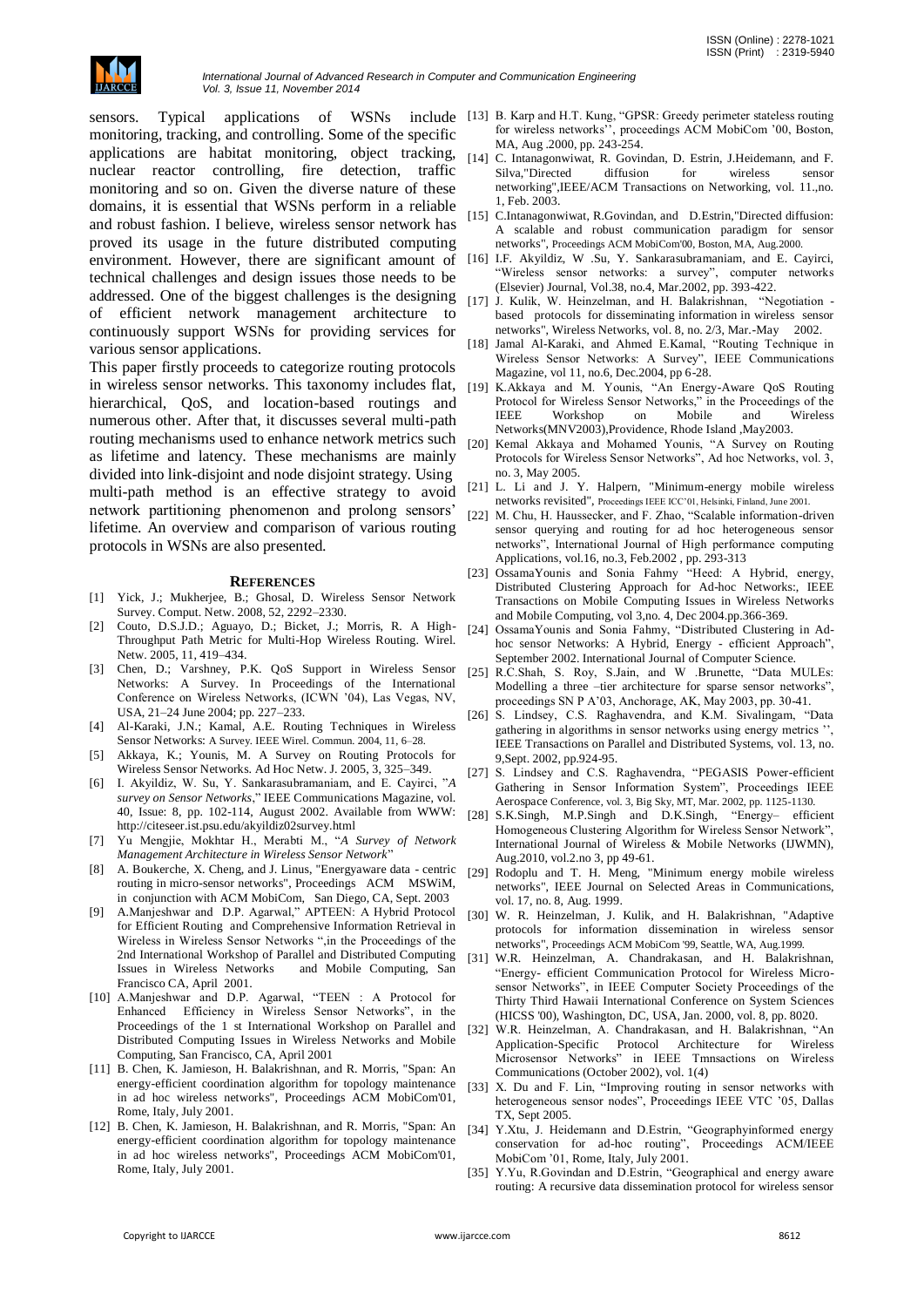sensors. Typical applications of WSNs include monitoring, tracking, and controlling. Some of the specific applications are habitat monitoring, object tracking, nuclear reactor controlling, fire detection, traffic monitoring and so on. Given the diverse nature of these domains, it is essential that WSNs perform in a reliable and robust fashion. I believe, wireless sensor network has proved its usage in the future distributed computing environment. However, there are significant amount of technical challenges and design issues those needs to be addressed. One of the biggest challenges is the designing of efficient network management architecture to continuously support WSNs for providing services for various sensor applications.

This paper firstly proceeds to categorize routing protocols in wireless sensor networks. This taxonomy includes flat, hierarchical, QoS, and location-based routings and numerous other. After that, it discusses several multi-path routing mechanisms used to enhance network metrics such as lifetime and latency. These mechanisms are mainly divided into link-disjoint and node disjoint strategy. Using multi-path method is an effective strategy to avoid network partitioning phenomenon and prolong sensors' lifetime. An overview and comparison of various routing protocols in WSNs are also presented.

## REFERENCES

[1] Yick, J.; Mukherjee, B.; Ghosal, D. Wireless Sensor Network Survey. Comput. Netw. 2008, 52, 2292–2330.

[2] Couto, D.S.J.D.; Aguayo, D.; Bicket, J.; Morris, R. A High-Throughput Path Metric for Multi-Hop Wireless Routing. Wirel. Netw. 2005, 11, 419–434.

[3] Chen, D.; Varshney, P.K. QoS Support in Wireless Sensor Networks: A Survey. In Proceedings of the International Conference on Wireless Networks, (ICWN '04), Las Vegas, NV, USA, 21–24 June 2004; pp. 227–233.

[4] Al-Karaki, J.N.; Kamal, A.E. Routing Techniques in Wireless Sensor Networks: A Survey. IEEE Wirel. Commun. 2004, 11, 6–28.

[5] Akkaya, K.; Younis, M. A Survey on Routing Protocols for Wireless Sensor Networks. Ad Hoc Netw. J. 2005, 3, 325–349.

[6] I. Akyildiz, W. Su, Y. Sankarasubramaniam, and E. Cayirci, "*A survey on Sensor Networks*," IEEE Communications Magazine, vol. 40, Issue: 8, pp. 102-114, August 2002. Available from WWW: http://citeseer.ist.psu.edu/akyildiz02survey.html

[7] Yu Mengjie, Mokhtar H., Merabti M., "*A Survey of Network Management Architecture in Wireless Sensor Network*"

[8] A. Boukerche, X. Cheng, and J. Linus, "Energyaware data - centric routing in micro-sensor networks", Proceedings ACM MSWiM, in conjunction with ACM MobiCom, San Diego, CA, Sept. 2003

[9] A.Manjeshwar and D.P. Agarwal," APTEEN: A Hybrid Protocol for Efficient Routing and Comprehensive Information Retrieval in Wireless in Wireless Sensor Networks ",in the Proceedings of the 2nd International Workshop of Parallel and Distributed Computing Issues in Wireless Networks and Mobile Computing, San Francisco CA, April 2001.

[10] A.Manjeshwar and D.P. Agarwal, "TEEN : A Protocol for Enhanced Efficiency in Wireless Sensor Networks", in the Proceedings of the 1 st International Workshop on Parallel and Distributed Computing Issues in Wireless Networks and Mobile Computing, San Francisco CA, April 2001

[11] B. Chen, K. Jamieson, H. Balakrishnan, and R. Morris, "Span: An energy-efficient coordination algorithm for topology maintenance in ad hoc wireless networks", Proceedings ACM MobiCom'01, Rome, Italy, July 2001.

[12] B. Chen, K. Jamieson, H. Balakrishnan, and R. Morris, "Span: An energy-efficient coordination algorithm for topology maintenance in ad hoc wireless networks", Proceedings ACM MobiCom'01, Rome, Italy, July 2001.

[13] B. Karp and H.T. Kung, "GPSR: Greedy perimeter stateless routing for wireless networks'', proceedings ACM MobiCom '00, Boston, MA, Aug .2000, pp. 243-254.

[14] C. Intanagonwiwat, R. Govindan, D. Estrin, J.Heidemann, and F. Silva,"Directed diffusion for wireless sensor networking",IEEE/ACM Transactions on Networking, vol. 11.,no. 1, Feb. 2003.

[15] C.Intanagonwiat, R.Govindan, and D.Estrin,"Directed diffusion: A scalable and robust communication paradigm for sensor networks", Proceedings ACM MobiCom'00, Boston, MA, Aug.2000.

[16] I.F. Akyildiz, W .Su, Y. Sankarasubramaniam, and E. Cayirci, "Wireless sensor networks: a survey", computer networks (Elsevier) Journal, Vol.38, no.4, Mar.2002, pp. 393-422.

[17] J. Kulik, W. Heinzelman, and H. Balakrishnan, "Negotiation - based protocols for disseminating information in wireless sensor networks", Wireless Networks, vol. 8, no. 2/3, Mar.-May 2002.

[18] Jamal Al-Karaki, and Ahmed E.Kamal, "Routing Technique in Wireless Sensor Networks: A Survey", IEEE Communications Magazine, vol 11, no.6, Dec.2004, pp 6-28.

[19] K.Akkaya and M. Younis, "An Energy-Aware QoS Routing Protocol for Wireless Sensor Networks," in the Proceedings of the IEEE Workshop on Mobile and Wireless Networks(MNV2003),Providence, Rhode Island ,May2003.

[20] Kemal Akkaya and Mohamed Younis, "A Survey on Routing Protocols for Wireless Sensor Networks", Ad hoc Networks, vol. 3, no. 3, May 2005.

[21] L. Li and J. Y. Halpern, "Minimum-energy mobile wireless networks revisited", Proceedings IEEE ICC'01, Helsinki, Finland, June 2001.

[22] M. Chu, H. Haussecker, and F. Zhao, "Scalable information-driven sensor querying and routing for ad hoc heterogeneous sensor networks", International Journal of High performance computing Applications, vol.16, no.3, Feb.2002 , pp. 293-313

[23] OssamaYounis and Sonia Fahmy "Heed: A Hybrid, energy, Distributed Clustering Approach for Ad-hoc Networks:, IEEE Transactions on Mobile Computing Issues in Wireless Networks and Mobile Computing, vol 3,no. 4, Dec 2004.pp.366-369.

[24] OssamaYounis and Sonia Fahmy, "Distributed Clustering in Ad-hoc sensor Networks: A Hybrid, Energy - efficient Approach", September 2002. International Journal of Computer Science.

[25] R.C.Shah, S. Roy, S.Jain, and W .Brunette, "Data MULEs: Modelling a three –tier architecture for sparse sensor networks", proceedings SN P A'03, Anchorage, AK, May 2003, pp. 30-41.

[26] S. Lindsey, C.S. Raghavendra, and K.M. Sivalingam, "Data gathering in algorithms in sensor networks using energy metrics '', IEEE Transactions on Parallel and Distributed Systems, vol. 13, no. 9,Sept. 2002, pp.924-95.

[27] S. Lindsey and C.S. Raghavendra, "PEGASIS Power-efficient Gathering in Sensor Information System", Proceedings IEEE Aerospace Conference, vol. 3, Big Sky, MT, Mar. 2002, pp. 1125-1130.

[28] S.K.Singh, M.P.Singh and D.K.Singh, "Energy– efficient Homogeneous Clustering Algorithm for Wireless Sensor Network", International Journal of Wireless & Mobile Networks (IJWMN), Aug.2010, vol.2.no 3, pp 49-61.

[29] Rodoplu and T. H. Meng, "Minimum energy mobile wireless networks", IEEE Journal on Selected Areas in Communications, vol. 17, no. 8, Aug. 1999.

[30] W. R. Heinzelman, J. Kulik, and H. Balakrishnan, "Adaptive protocols for information dissemination in wireless sensor networks", Proceedings ACM MobiCom '99, Seattle, WA, Aug.1999.

[31] W.R. Heinzelman, A. Chandrakasan, and H. Balakrishnan, "Energy- efficient Communication Protocol for Wireless Micro-sensor Networks", in IEEE Computer Society Proceedings of the Thirty Third Hawaii International Conference on System Sciences (HICSS '00), Washington, DC, USA, Jan. 2000, vol. 8, pp. 8020.

[32] W.R. Heinzelman, A. Chandrakasan, and H. Balakrishnan, "An Application-Specific Protocol Architecture for Wireless Microsensor Networks" in IEEE Tmnsactions on Wireless Communications (October 2002), vol. 1(4)

[33] X. Du and F. Lin, "Improving routing in sensor networks with heterogeneous sensor nodes", Proceedings IEEE VTC '05, Dallas TX, Sept 2005.

[34] Y.Xtu, J. Heidemann and D.Estrin, "Geographyinformed energy conservation for ad-hoc routing", Proceedings ACM/IEEE MobiCom '01, Rome, Italy, July 2001.

[35] Y.Yu, R.Govindan and D.Estrin, "Geographical and energy aware routing: A recursive data dissemination protocol for wireless sensor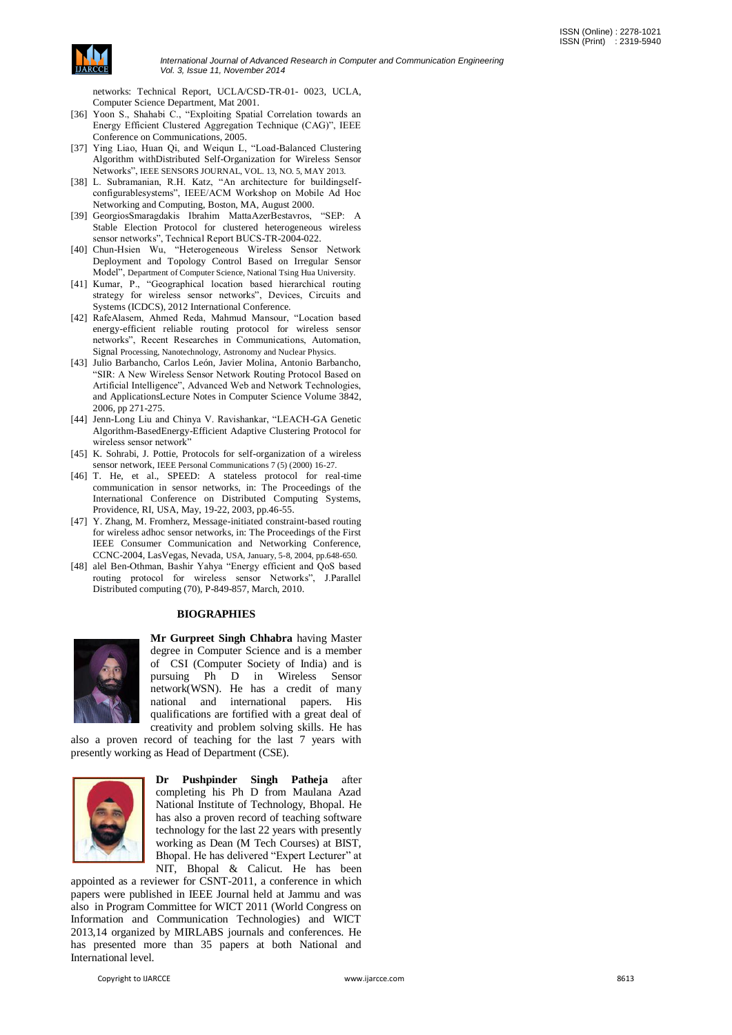networks: Technical Report, UCLA/CSD-TR-01- 0023, UCLA, Computer Science Department, Mat 2001.

[36] Yoon S., Shahabi C., "Exploiting Spatial Correlation towards an Energy Efficient Clustered Aggregation Technique (CAG)", IEEE Conference on Communications, 2005.

[37] Ying Liao, Huan Qi, and Weiqun L, "Load-Balanced Clustering Algorithm withDistributed Self-Organization for Wireless Sensor Networks", IEEE SENSORS JOURNAL, VOL. 13, NO. 5, MAY 2013.

[38] L. Subramanian, R.H. Katz, "An architecture for buildingself-configurablesystems", IEEE/ACM Workshop on Mobile Ad Hoc Networking and Computing, Boston, MA, August 2000.

[39] GeorgiosSmaragdakis Ibrahim MattaAzerBestavros, "SEP: A Stable Election Protocol for clustered heterogeneous wireless sensor networks", Technical Report BUCS-TR-2004-022.

[40] Chun-Hsien Wu, "Heterogeneous Wireless Sensor Network Deployment and Topology Control Based on Irregular Sensor Model", Department of Computer Science, National Tsing Hua University.

[41] Kumar, P., "Geographical location based hierarchical routing strategy for wireless sensor networks", Devices, Circuits and Systems (ICDCS), 2012 International Conference.

[42] RafeAlasem, Ahmed Reda, Mahmud Mansour, "Location based energy-efficient reliable routing protocol for wireless sensor networks", Recent Researches in Communications, Automation, Signal Processing, Nanotechnology, Astronomy and Nuclear Physics.

[43] Julio Barbancho, Carlos León, Javier Molina, Antonio Barbancho, "SIR: A New Wireless Sensor Network Routing Protocol Based on Artificial Intelligence", Advanced Web and Network Technologies, and ApplicationsLecture Notes in Computer Science Volume 3842, 2006, pp 271-275.

[44] Jenn-Long Liu and Chinya V. Ravishankar, "LEACH-GA Genetic Algorithm-BasedEnergy-Efficient Adaptive Clustering Protocol for wireless sensor network"

[45] K. Sohrabi, J. Pottie, Protocols for self-organization of a wireless sensor network, IEEE Personal Communications 7 (5) (2000) 16-27.

[46] T. He, et al., SPEED: A stateless protocol for real-time communication in sensor networks, in: The Proceedings of the International Conference on Distributed Computing Systems, Providence, RI, USA, May, 19-22, 2003, pp.46-55.

[47] Y. Zhang, M. Fromherz, Message-initiated constraint-based routing for wireless adhoc sensor networks, in: The Proceedings of the First IEEE Consumer Communication and Networking Conference, CCNC-2004, LasVegas, Nevada, USA, January, 5-8, 2004, pp.648-650.

[48] alel Ben-Othman, Bashir Yahya "Energy efficient and QoS based routing protocol for wireless sensor Networks", J.Parallel Distributed computing (70), P-849-857, March, 2010.

## BIOGRAPHIES

**Mr Gurpreet Singh Chhabra** having Master degree in Computer Science and is a member of CSI (Computer Society of India) and is pursuing Ph D in Wireless Sensor network(WSN). He has a credit of many national and international papers. His qualifications are fortified with a great deal of creativity and problem solving skills. He has also a proven record of teaching for the last 7 years with presently working as Head of Department (CSE).

**Dr Pushpinder Singh Patheja** after completing his Ph D from Maulana Azad National Institute of Technology, Bhopal. He has also a proven record of teaching software technology for the last 22 years with presently working as Dean (M Tech Courses) at BIST, Bhopal. He has delivered "Expert Lecturer" at NIT, Bhopal & Calicut. He has been appointed as a reviewer for CSNT-2011, a conference in which papers were published in IEEE Journal held at Jammu and was also in Program Committee for WICT 2011 (World Congress on Information and Communication Technologies) and WICT 2013,14 organized by MIRLABS journals and conferences. He has presented more than 35 papers at both National and International level.